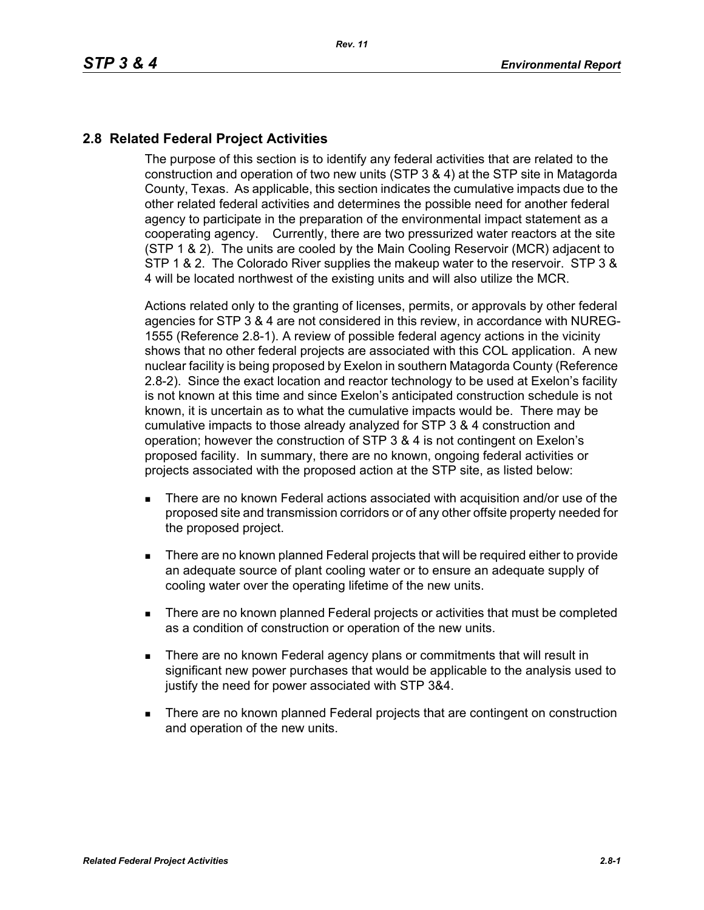## 2.8 Related Federal Project Activities

The purpose of this section is to identify any federal activities that are related to the construction and operation of two new units (STP 3 & 4) at the STP site in Matagorda County, Texas. As applicable, this section indicates the cumulative impacts due to the other related federal activities and determines the possible need for another federal agency to participate in the preparation of the environmental impact statement as a cooperating agency. Currently, there are two pressurized water reactors at the site (STP 1 & 2). The units are cooled by the Main Cooling Reservoir (MCR) adjacent to STP 1 & 2. The Colorado River supplies the makeup water to the reservoir. STP 3 & 4 will be located northwest of the existing units and will also utilize the MCR.

Actions related only to the granting of licenses, permits, or approvals by other federal agencies for STP 3 & 4 are not considered in this review, in accordance with NUREG-1555 (Reference 2.8-1). A review of possible federal agency actions in the vicinity shows that no other federal projects are associated with this COL application. A new nuclear facility is being proposed by Exelon in southern Matagorda County (Reference 2.8-2). Since the exact location and reactor technology to be used at Exelon's facility is not known at this time and since Exelon's anticipated construction schedule is not known, it is uncertain as to what the cumulative impacts would be. There may be cumulative impacts to those already analyzed for STP 3 & 4 construction and operation; however the construction of STP 3 & 4 is not contingent on Exelon's proposed facility. In summary, there are no known, ongoing federal activities or projects associated with the proposed action at the STP site, as listed below:

- There are no known Federal actions associated with acquisition and/or use of the proposed site and transmission corridors or of any other offsite property needed for the proposed project.
- There are no known planned Federal projects that will be required either to provide an adequate source of plant cooling water or to ensure an adequate supply of cooling water over the operating lifetime of the new units.
- There are no known planned Federal projects or activities that must be completed as a condition of construction or operation of the new units.
- There are no known Federal agency plans or commitments that will result in significant new power purchases that would be applicable to the analysis used to justify the need for power associated with STP 3&4.
- There are no known planned Federal projects that are contingent on construction and operation of the new units.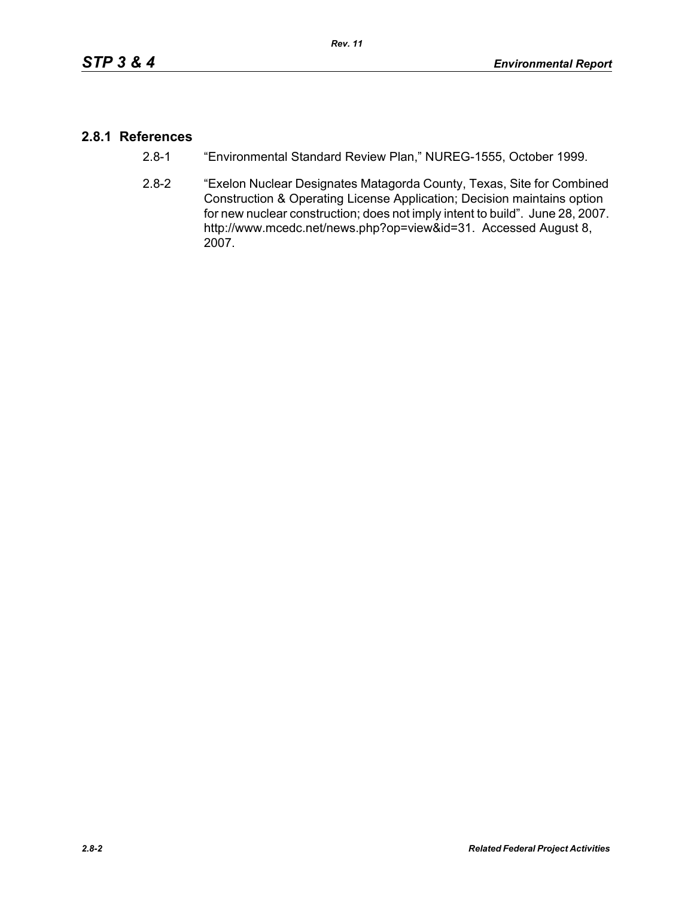### 2.8.1 References

2.8-1 "Environmental Standard Review Plan," NUREG-1555, October 1999.

2.8-2 "Exelon Nuclear Designates Matagorda County, Texas, Site for Combined Construction & Operating License Application; Decision maintains option for new nuclear construction; does not imply intent to build". June 28, 2007. http://www.mcedc.net/news.php?op=view&id=31. Accessed August 8, 2007.